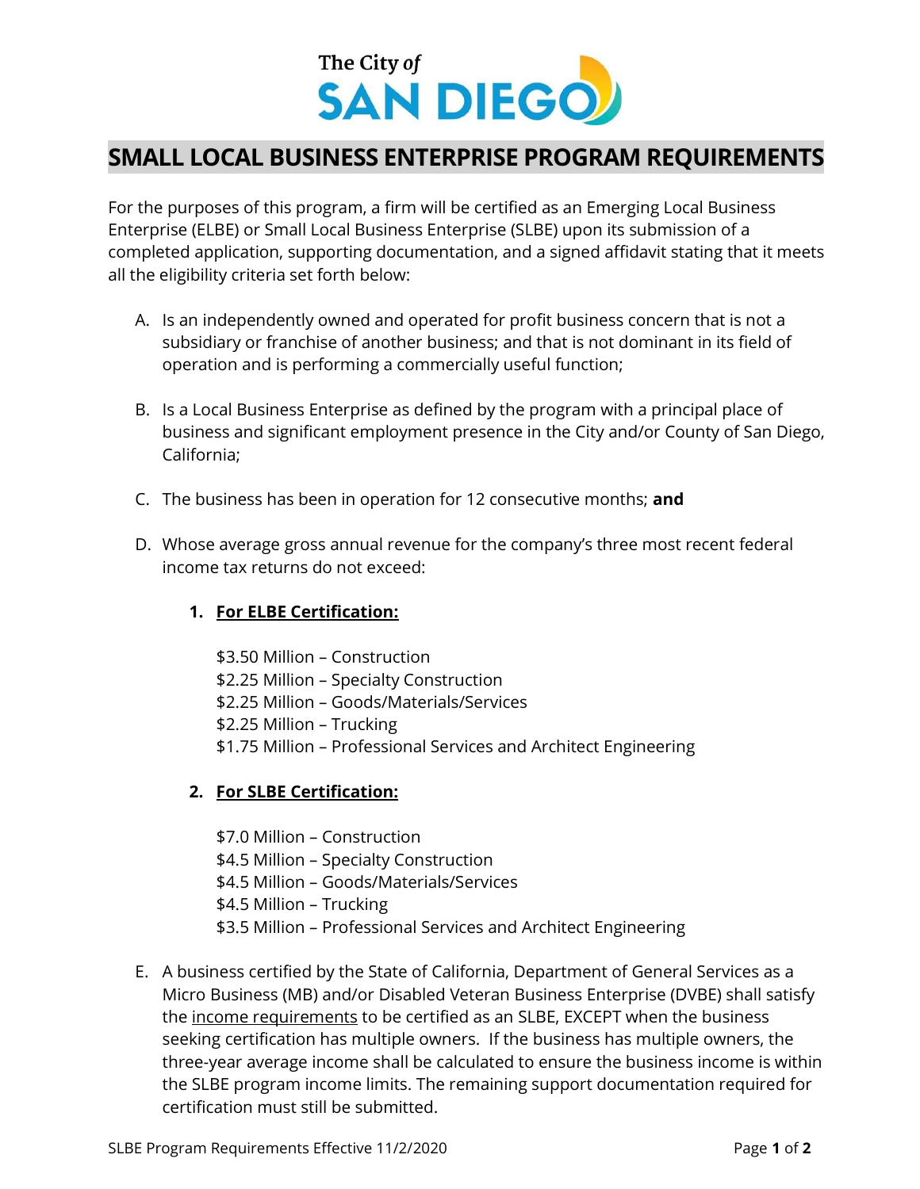The City of
SAN DIEGO

# SMALL LOCAL BUSINESS ENTERPRISE PROGRAM REQUIREMENTS

For the purposes of this program, a firm will be certified as an Emerging Local Business Enterprise (ELBE) or Small Local Business Enterprise (SLBE) upon its submission of a completed application, supporting documentation, and a signed affidavit stating that it meets all the eligibility criteria set forth below:

A. Is an independently owned and operated for profit business concern that is not a subsidiary or franchise of another business; and that is not dominant in its field of operation and is performing a commercially useful function;

B. Is a Local Business Enterprise as defined by the program with a principal place of business and significant employment presence in the City and/or County of San Diego, California;

C. The business has been in operation for 12 consecutive months; **and**

D. Whose average gross annual revenue for the company's three most recent federal income tax returns do not exceed:

   1. **For ELBE Certification:**

      $3.50 Million – Construction
      $2.25 Million – Specialty Construction
      $2.25 Million – Goods/Materials/Services
      $2.25 Million – Trucking
      $1.75 Million – Professional Services and Architect Engineering

   2. **For SLBE Certification:**

      $7.0 Million – Construction
      $4.5 Million – Specialty Construction
      $4.5 Million – Goods/Materials/Services
      $4.5 Million – Trucking
      $3.5 Million – Professional Services and Architect Engineering

E. A business certified by the State of California, Department of General Services as a Micro Business (MB) and/or Disabled Veteran Business Enterprise (DVBE) shall satisfy the income requirements to be certified as an SLBE, EXCEPT when the business seeking certification has multiple owners. If the business has multiple owners, the three-year average income shall be calculated to ensure the business income is within the SLBE program income limits. The remaining support documentation required for certification must still be submitted.

SLBE Program Requirements Effective 11/2/2020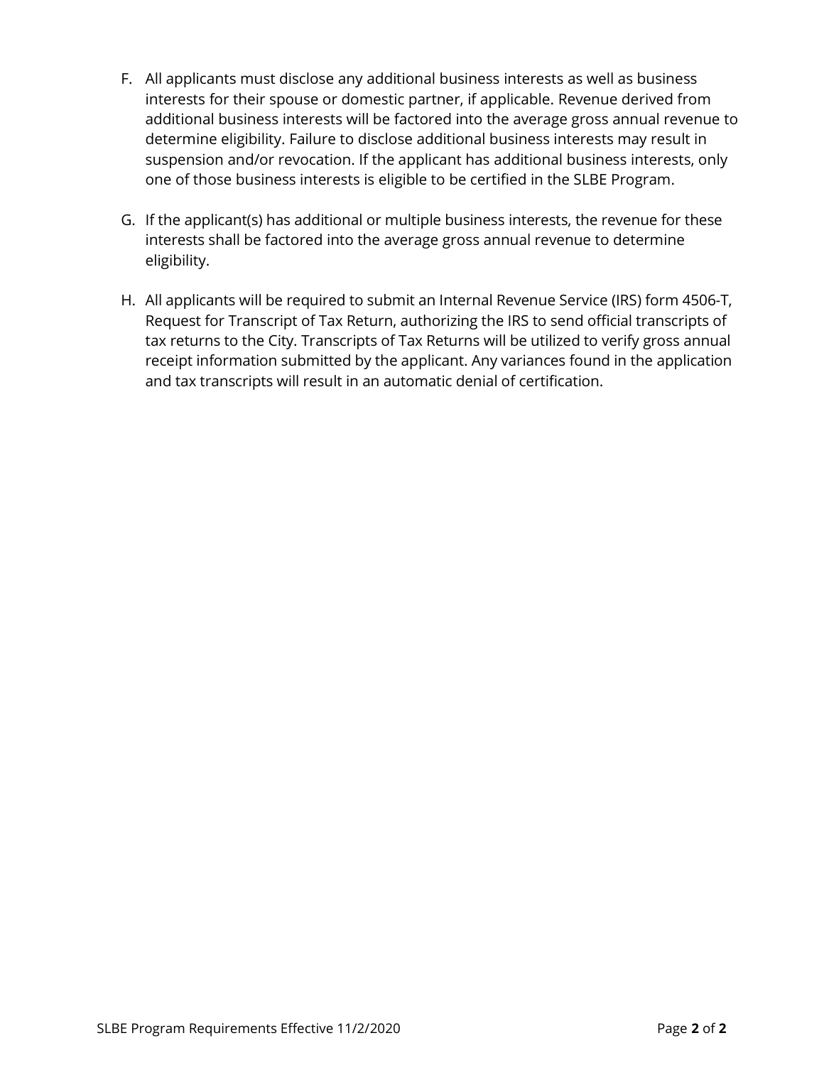F. All applicants must disclose any additional business interests as well as business interests for their spouse or domestic partner, if applicable. Revenue derived from additional business interests will be factored into the average gross annual revenue to determine eligibility. Failure to disclose additional business interests may result in suspension and/or revocation. If the applicant has additional business interests, only one of those business interests is eligible to be certified in the SLBE Program.

G. If the applicant(s) has additional or multiple business interests, the revenue for these interests shall be factored into the average gross annual revenue to determine eligibility.

H. All applicants will be required to submit an Internal Revenue Service (IRS) form 4506-T, Request for Transcript of Tax Return, authorizing the IRS to send official transcripts of tax returns to the City. Transcripts of Tax Returns will be utilized to verify gross annual receipt information submitted by the applicant. Any variances found in the application and tax transcripts will result in an automatic denial of certification.